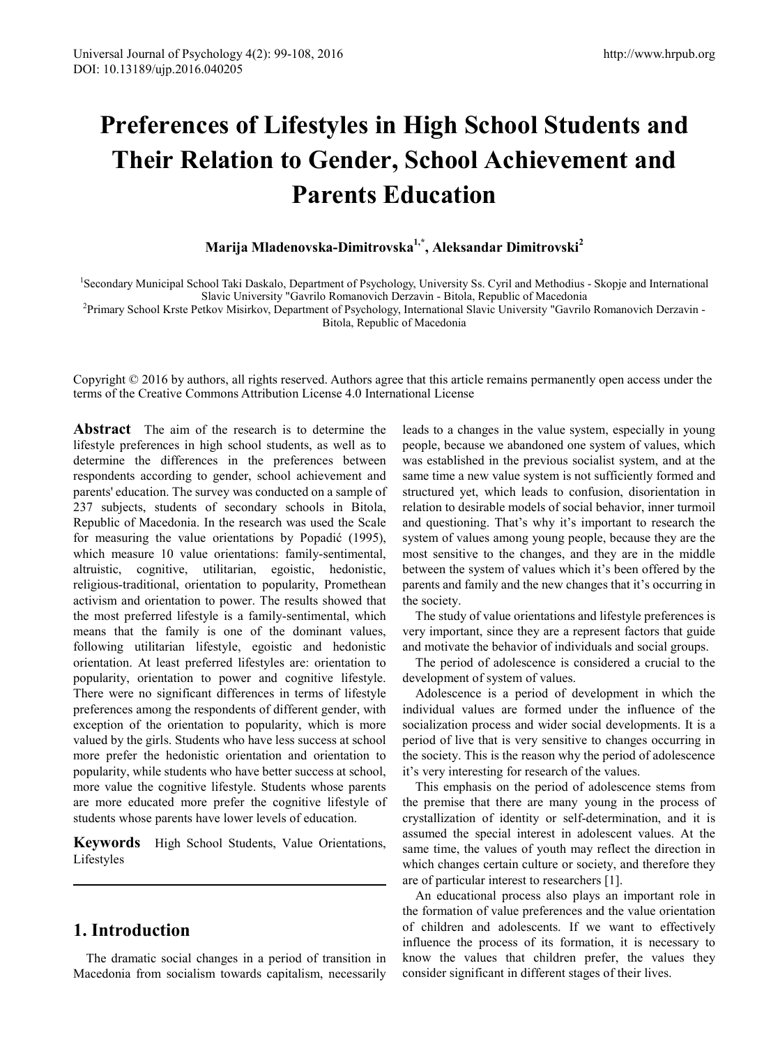# Preferences of Lifestyles in High School Students and Their Relation to Gender, School Achievement and Parents Education

**Marija Mladenovska-Dimitrovska[1,*], Aleksandar Dimitrovski[2]**

[1]Secondary Municipal School Taki Daskalo, Department of Psychology, University Ss. Cyril and Methodius - Skopje and International Slavic University "Gavrilo Romanovich Derzavin - Bitola, Republic of Macedonia
[2]Primary School Krste Petkov Misirkov, Department of Psychology, International Slavic University "Gavrilo Romanovich Derzavin - Bitola, Republic of Macedonia

Copyright © 2016 by authors, all rights reserved. Authors agree that this article remains permanently open access under the terms of the Creative Commons Attribution License 4.0 International License

**Abstract** The aim of the research is to determine the lifestyle preferences in high school students, as well as to determine the differences in the preferences between respondents according to gender, school achievement and parents' education. The survey was conducted on a sample of 237 subjects, students of secondary schools in Bitola, Republic of Macedonia. In the research was used the Scale for measuring the value orientations by Popadić (1995), which measure 10 value orientations: family-sentimental, altruistic, cognitive, utilitarian, egoistic, hedonistic, religious-traditional, orientation to popularity, Promethean activism and orientation to power. The results showed that the most preferred lifestyle is a family-sentimental, which means that the family is one of the dominant values, following utilitarian lifestyle, egoistic and hedonistic orientation. At least preferred lifestyles are: orientation to popularity, orientation to power and cognitive lifestyle. There were no significant differences in terms of lifestyle preferences among the respondents of different gender, with exception of the orientation to popularity, which is more valued by the girls. Students who have less success at school more prefer the hedonistic orientation and orientation to popularity, while students who have better success at school, more value the cognitive lifestyle. Students whose parents are more educated more prefer the cognitive lifestyle of students whose parents have lower levels of education.

**Keywords** High School Students, Value Orientations, Lifestyles

## 1. Introduction

The dramatic social changes in a period of transition in Macedonia from socialism towards capitalism, necessarily leads to a changes in the value system, especially in young people, because we abandoned one system of values, which was established in the previous socialist system, and at the same time a new value system is not sufficiently formed and structured yet, which leads to confusion, disorientation in relation to desirable models of social behavior, inner turmoil and questioning. That's why it's important to research the system of values among young people, because they are the most sensitive to the changes, and they are in the middle between the system of values which it's been offered by the parents and family and the new changes that it's occurring in the society.

The study of value orientations and lifestyle preferences is very important, since they are a represent factors that guide and motivate the behavior of individuals and social groups.

The period of adolescence is considered a crucial to the development of system of values.

Adolescence is a period of development in which the individual values are formed under the influence of the socialization process and wider social developments. It is a period of live that is very sensitive to changes occurring in the society. This is the reason why the period of adolescence it's very interesting for research of the values.

This emphasis on the period of adolescence stems from the premise that there are many young in the process of crystallization of identity or self-determination, and it is assumed the special interest in adolescent values. At the same time, the values of youth may reflect the direction in which changes certain culture or society, and therefore they are of particular interest to researchers [1].

An educational process also plays an important role in the formation of value preferences and the value orientation of children and adolescents. If we want to effectively influence the process of its formation, it is necessary to know the values that children prefer, the values they consider significant in different stages of their lives.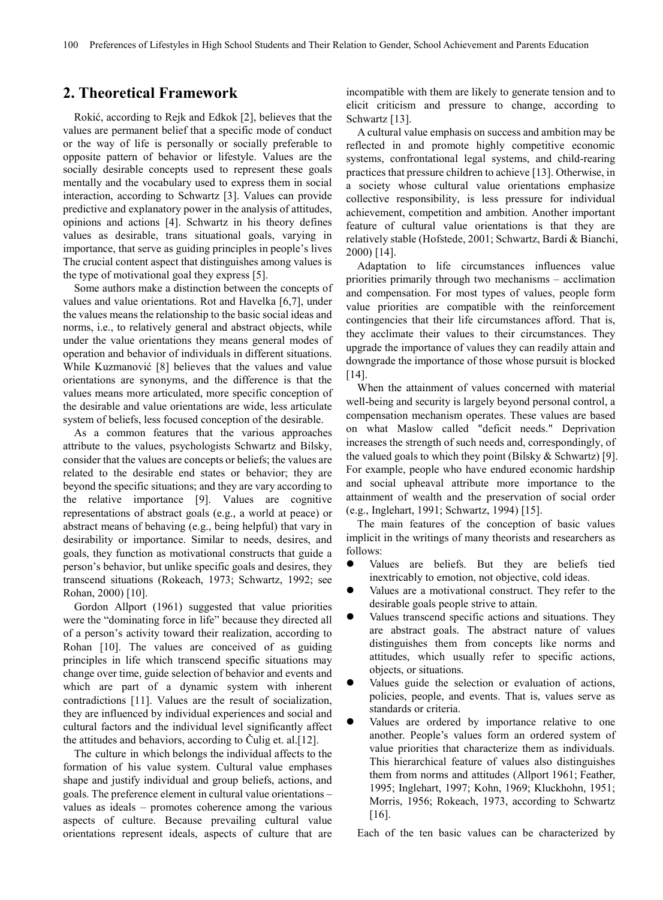## 2. Theoretical Framework

Rokić, according to Rejk and Edkok [2], believes that the values are permanent belief that a specific mode of conduct or the way of life is personally or socially preferable to opposite pattern of behavior or lifestyle. Values are the socially desirable concepts used to represent these goals mentally and the vocabulary used to express them in social interaction, according to Schwartz [3]. Values can provide predictive and explanatory power in the analysis of attitudes, opinions and actions [4]. Schwartz in his theory defines values as desirable, trans situational goals, varying in importance, that serve as guiding principles in people's lives The crucial content aspect that distinguishes among values is the type of motivational goal they express [5].

Some authors make a distinction between the concepts of values and value orientations. Rot and Havelka [6,7], under the values means the relationship to the basic social ideas and norms, i.e., to relatively general and abstract objects, while under the value orientations they means general modes of operation and behavior of individuals in different situations. While Kuzmanović [8] believes that the values and value orientations are synonyms, and the difference is that the values means more articulated, more specific conception of the desirable and value orientations are wide, less articulate system of beliefs, less focused conception of the desirable.

As a common features that the various approaches attribute to the values, psychologists Schwartz and Bilsky, consider that the values are concepts or beliefs; the values are related to the desirable end states or behavior; they are beyond the specific situations; and they are vary according to the relative importance [9]. Values are cognitive representations of abstract goals (e.g., a world at peace) or abstract means of behaving (e.g., being helpful) that vary in desirability or importance. Similar to needs, desires, and goals, they function as motivational constructs that guide a person's behavior, but unlike specific goals and desires, they transcend situations (Rokeach, 1973; Schwartz, 1992; see Rohan, 2000) [10].

Gordon Allport (1961) suggested that value priorities were the "dominating force in life" because they directed all of a person's activity toward their realization, according to Rohan [10]. The values are conceived of as guiding principles in life which transcend specific situations may change over time, guide selection of behavior and events and which are part of a dynamic system with inherent contradictions [11]. Values are the result of socialization, they are influenced by individual experiences and social and cultural factors and the individual level significantly affect the attitudes and behaviors, according to Čulig et. al.[12].

The culture in which belongs the individual affects to the formation of his value system. Cultural value emphases shape and justify individual and group beliefs, actions, and goals. The preference element in cultural value orientations – values as ideals – promotes coherence among the various aspects of culture. Because prevailing cultural value orientations represent ideals, aspects of culture that are incompatible with them are likely to generate tension and to elicit criticism and pressure to change, according to Schwartz [13].

A cultural value emphasis on success and ambition may be reflected in and promote highly competitive economic systems, confrontational legal systems, and child-rearing practices that pressure children to achieve [13]. Otherwise, in a society whose cultural value orientations emphasize collective responsibility, is less pressure for individual achievement, competition and ambition. Another important feature of cultural value orientations is that they are relatively stable (Hofstede, 2001; Schwartz, Bardi & Bianchi, 2000) [14].

Adaptation to life circumstances influences value priorities primarily through two mechanisms – acclimation and compensation. For most types of values, people form value priorities are compatible with the reinforcement contingencies that their life circumstances afford. That is, they acclimate their values to their circumstances. They upgrade the importance of values they can readily attain and downgrade the importance of those whose pursuit is blocked [14].

When the attainment of values concerned with material well-being and security is largely beyond personal control, a compensation mechanism operates. These values are based on what Maslow called "deficit needs." Deprivation increases the strength of such needs and, correspondingly, of the valued goals to which they point (Bilsky & Schwartz) [9]. For example, people who have endured economic hardship and social upheaval attribute more importance to the attainment of wealth and the preservation of social order (e.g., Inglehart, 1991; Schwartz, 1994) [15].

The main features of the conception of basic values implicit in the writings of many theorists and researchers as follows:

- Values are beliefs. But they are beliefs tied inextricably to emotion, not objective, cold ideas.
- Values are a motivational construct. They refer to the desirable goals people strive to attain.
- Values transcend specific actions and situations. They are abstract goals. The abstract nature of values distinguishes them from concepts like norms and attitudes, which usually refer to specific actions, objects, or situations.
- Values guide the selection or evaluation of actions, policies, people, and events. That is, values serve as standards or criteria.
- Values are ordered by importance relative to one another. People's values form an ordered system of value priorities that characterize them as individuals. This hierarchical feature of values also distinguishes them from norms and attitudes (Allport 1961; Feather, 1995; Inglehart, 1997; Kohn, 1969; Kluckhohn, 1951; Morris, 1956; Rokeach, 1973, according to Schwartz [16].

Each of the ten basic values can be characterized by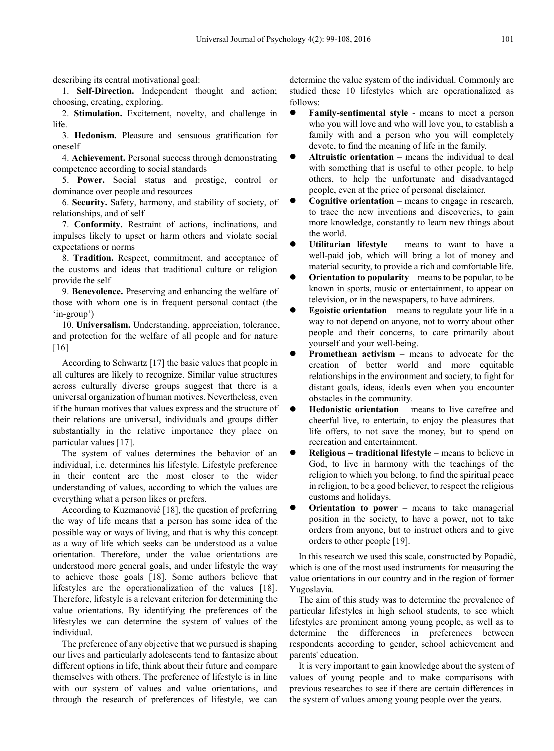describing its central motivational goal:

1. **Self-Direction.** Independent thought and action; choosing, creating, exploring.

2. **Stimulation.** Excitement, novelty, and challenge in life.

3. **Hedonism.** Pleasure and sensuous gratification for oneself

4. **Achievement.** Personal success through demonstrating competence according to social standards

5. **Power.** Social status and prestige, control or dominance over people and resources

6. **Security.** Safety, harmony, and stability of society, of relationships, and of self

7. **Conformity.** Restraint of actions, inclinations, and impulses likely to upset or harm others and violate social expectations or norms

8. **Tradition.** Respect, commitment, and acceptance of the customs and ideas that traditional culture or religion provide the self

9. **Benevolence.** Preserving and enhancing the welfare of those with whom one is in frequent personal contact (the 'in-group')

10. **Universalism.** Understanding, appreciation, tolerance, and protection for the welfare of all people and for nature [16]

According to Schwartz [17] the basic values that people in all cultures are likely to recognize. Similar value structures across culturally diverse groups suggest that there is a universal organization of human motives. Nevertheless, even if the human motives that values express and the structure of their relations are universal, individuals and groups differ substantially in the relative importance they place on particular values [17].

The system of values determines the behavior of an individual, i.e. determines his lifestyle. Lifestyle preference in their content are the most closer to the wider understanding of values, according to which the values are everything what a person likes or prefers.

According to Kuzmanović [18], the question of preferring the way of life means that a person has some idea of the possible way or ways of living, and that is why this concept as a way of life which seeks can be understood as a value orientation. Therefore, under the value orientations are understood more general goals, and under lifestyle the way to achieve those goals [18]. Some authors believe that lifestyles are the operationalization of the values [18]. Therefore, lifestyle is a relevant criterion for determining the value orientations. By identifying the preferences of the lifestyles we can determine the system of values of the individual.

The preference of any objective that we pursued is shaping our lives and particularly adolescents tend to fantasize about different options in life, think about their future and compare themselves with others. The preference of lifestyle is in line with our system of values and value orientations, and through the research of preferences of lifestyle, we can determine the value system of the individual. Commonly are studied these 10 lifestyles which are operationalized as follows:

- **Family-sentimental style** - means to meet a person who you will love and who will love you, to establish a family with and a person who you will completely devote, to find the meaning of life in the family.
- **Altruistic orientation** – means the individual to deal with something that is useful to other people, to help others, to help the unfortunate and disadvantaged people, even at the price of personal disclaimer.
- **Cognitive orientation** – means to engage in research, to trace the new inventions and discoveries, to gain more knowledge, constantly to learn new things about the world.
- **Utilitarian lifestyle** – means to want to have a well-paid job, which will bring a lot of money and material security, to provide a rich and comfortable life.
- **Orientation to popularity** – means to be popular, to be known in sports, music or entertainment, to appear on television, or in the newspapers, to have admirers.
- **Egoistic orientation** – means to regulate your life in a way to not depend on anyone, not to worry about other people and their concerns, to care primarily about yourself and your well-being.
- **Promethean activism** – means to advocate for the creation of better world and more equitable relationships in the environment and society, to fight for distant goals, ideas, ideals even when you encounter obstacles in the community.
- **Hedonistic orientation** – means to live carefree and cheerful live, to entertain, to enjoy the pleasures that life offers, to not save the money, but to spend on recreation and entertainment.
- **Religious – traditional lifestyle** – means to believe in God, to live in harmony with the teachings of the religion to which you belong, to find the spiritual peace in religion, to be a good believer, to respect the religious customs and holidays.
- **Orientation to power** – means to take managerial position in the society, to have a power, not to take orders from anyone, but to instruct others and to give orders to other people [19].

In this research we used this scale, constructed by Popadić, which is one of the most used instruments for measuring the value orientations in our country and in the region of former Yugoslavia.

The aim of this study was to determine the prevalence of particular lifestyles in high school students, to see which lifestyles are prominent among young people, as well as to determine the differences in preferences between respondents according to gender, school achievement and parents' education.

It is very important to gain knowledge about the system of values of young people and to make comparisons with previous researches to see if there are certain differences in the system of values among young people over the years.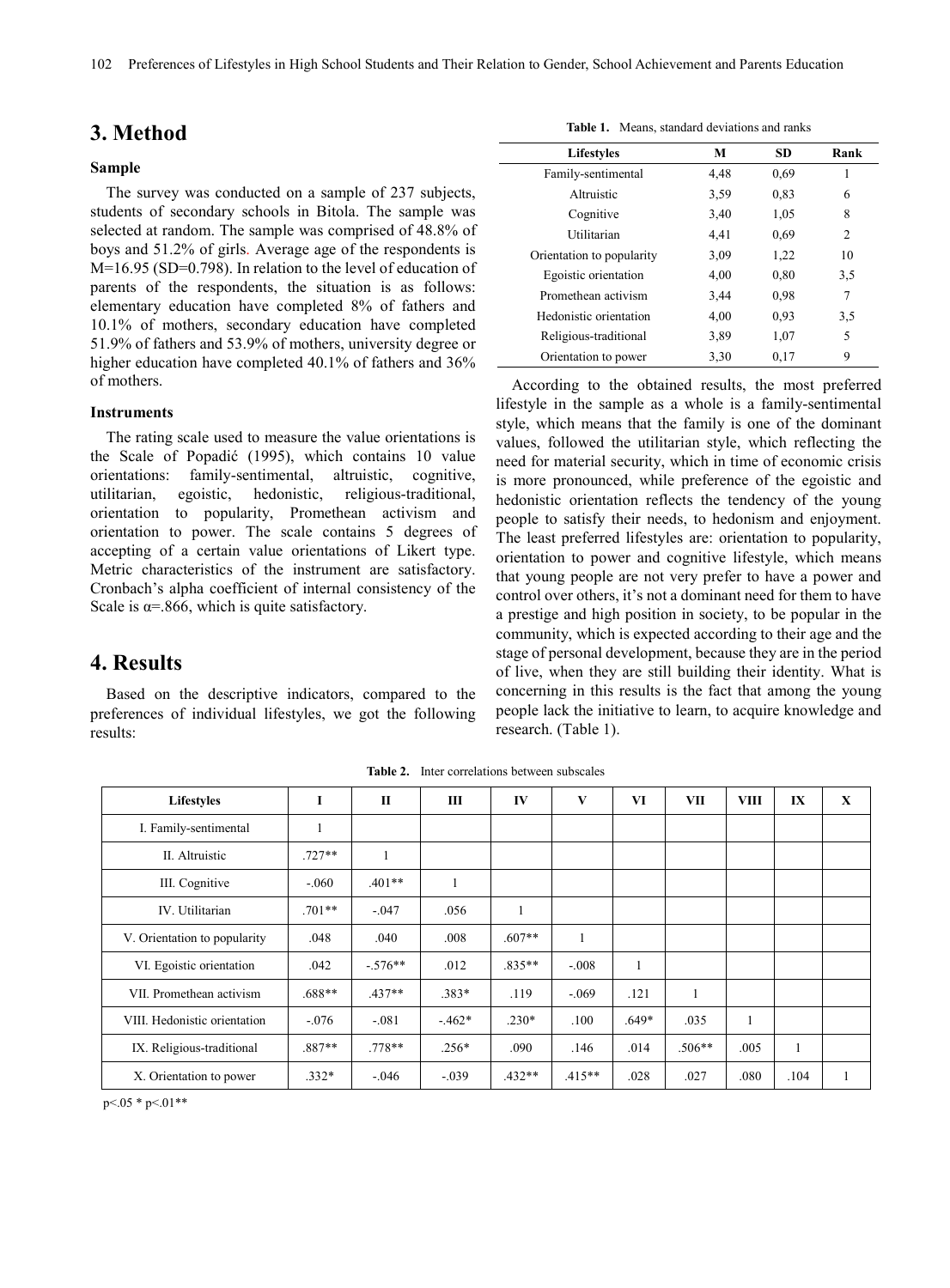## 3. Method

### Sample

The survey was conducted on a sample of 237 subjects, students of secondary schools in Bitola. The sample was selected at random. The sample was comprised of 48.8% of boys and 51.2% of girls. Average age of the respondents is M=16.95 (SD=0.798). In relation to the level of education of parents of the respondents, the situation is as follows: elementary education have completed 8% of fathers and 10.1% of mothers, secondary education have completed 51.9% of fathers and 53.9% of mothers, university degree or higher education have completed 40.1% of fathers and 36% of mothers.

### Instruments

The rating scale used to measure the value orientations is the Scale of Popadić (1995), which contains 10 value orientations: family-sentimental, altruistic, cognitive, utilitarian, egoistic, hedonistic, religious-traditional, orientation to popularity, Promethean activism and orientation to power. The scale contains 5 degrees of accepting of a certain value orientations of Likert type. Metric characteristics of the instrument are satisfactory. Cronbach's alpha coefficient of internal consistency of the Scale is α=.866, which is quite satisfactory.

## 4. Results

Based on the descriptive indicators, compared to the preferences of individual lifestyles, we got the following results:

**Table 1.** Means, standard deviations and ranks

| Lifestyles | M | SD | Rank |
|---|---|---|---|
| Family-sentimental | 4,48 | 0,69 | 1 |
| Altruistic | 3,59 | 0,83 | 6 |
| Cognitive | 3,40 | 1,05 | 8 |
| Utilitarian | 4,41 | 0,69 | 2 |
| Orientation to popularity | 3,09 | 1,22 | 10 |
| Egoistic orientation | 4,00 | 0,80 | 3,5 |
| Promethean activism | 3,44 | 0,98 | 7 |
| Hedonistic orientation | 4,00 | 0,93 | 3,5 |
| Religious-traditional | 3,89 | 1,07 | 5 |
| Orientation to power | 3,30 | 0,17 | 9 |

According to the obtained results, the most preferred lifestyle in the sample as a whole is a family-sentimental style, which means that the family is one of the dominant values, followed the utilitarian style, which reflecting the need for material security, which in time of economic crisis is more pronounced, while preference of the egoistic and hedonistic orientation reflects the tendency of the young people to satisfy their needs, to hedonism and enjoyment. The least preferred lifestyles are: orientation to popularity, orientation to power and cognitive lifestyle, which means that young people are not very prefer to have a power and control over others, it's not a dominant need for them to have a prestige and high position in society, to be popular in the community, which is expected according to their age and the stage of personal development, because they are in the period of live, when they are still building their identity. What is concerning in this results is the fact that among the young people lack the initiative to learn, to acquire knowledge and research. (Table 1).

**Table 2.** Inter correlations between subscales

| Lifestyles | I | II | III | IV | V | VI | VII | VIII | IX | X |
|---|---|---|---|---|---|---|---|---|---|---|
| I. Family-sentimental | 1 | | | | | | | | | |
| II. Altruistic | .727** | 1 | | | | | | | | |
| III. Cognitive | -.060 | .401** | 1 | | | | | | | |
| IV. Utilitarian | .701** | -.047 | .056 | 1 | | | | | | |
| V. Orientation to popularity | .048 | .040 | .008 | .607** | 1 | | | | | |
| VI. Egoistic orientation | .042 | -.576** | .012 | .835** | -.008 | 1 | | | | |
| VII. Promethean activism | .688** | .437** | .383* | .119 | -.069 | .121 | 1 | | | |
| VIII. Hedonistic orientation | -.076 | -.081 | -.462* | .230* | .100 | .649* | .035 | 1 | | |
| IX. Religious-traditional | .887** | .778** | .256* | .090 | .146 | .014 | .506** | .005 | 1 | |
| X. Orientation to power | .332* | -.046 | -.039 | .432** | .415** | .028 | .027 | .080 | .104 | 1 |

p<.05 * p<.01**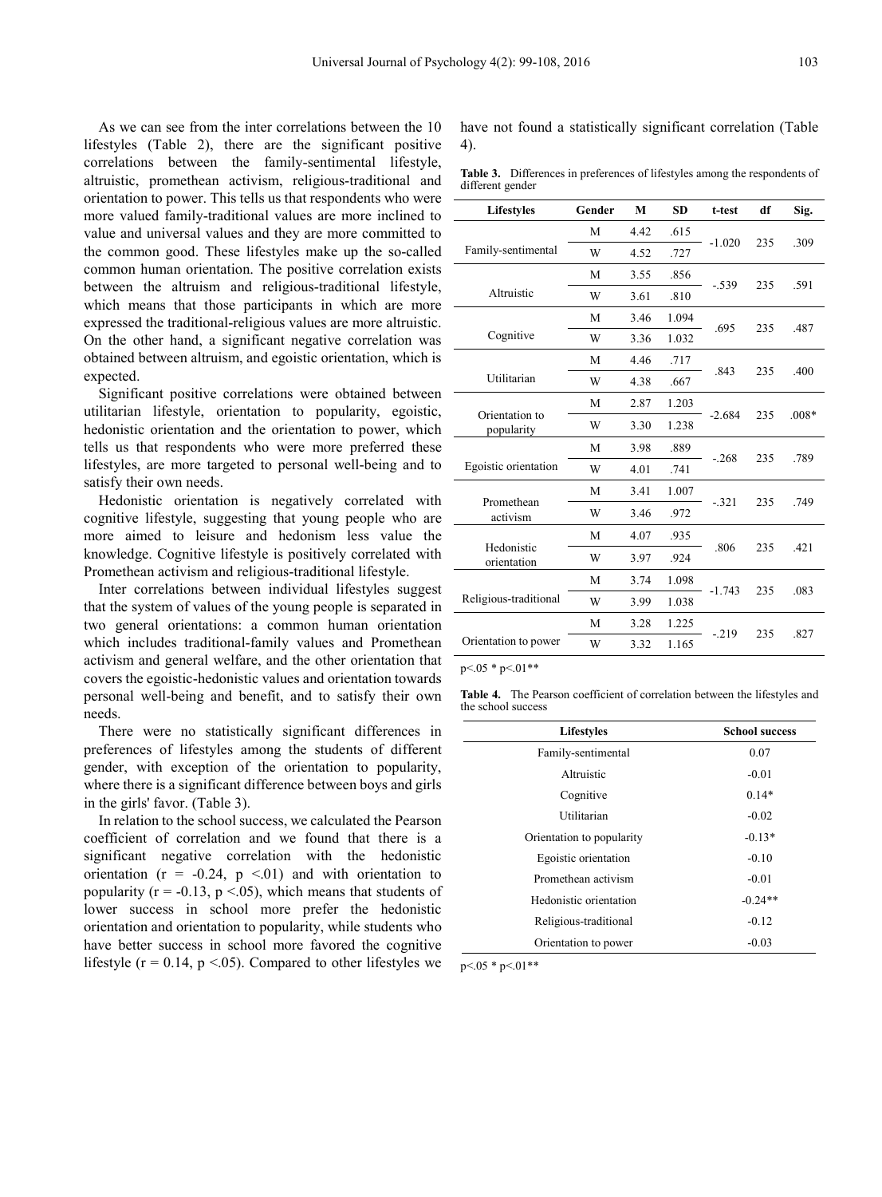As we can see from the inter correlations between the 10 lifestyles (Table 2), there are the significant positive correlations between the family-sentimental lifestyle, altruistic, promethean activism, religious-traditional and orientation to power. This tells us that respondents who were more valued family-traditional values are more inclined to value and universal values and they are more committed to the common good. These lifestyles make up the so-called common human orientation. The positive correlation exists between the altruism and religious-traditional lifestyle, which means that those participants in which are more expressed the traditional-religious values are more altruistic. On the other hand, a significant negative correlation was obtained between altruism, and egoistic orientation, which is expected.

Significant positive correlations were obtained between utilitarian lifestyle, orientation to popularity, egoistic, hedonistic orientation and the orientation to power, which tells us that respondents who were more preferred these lifestyles, are more targeted to personal well-being and to satisfy their own needs.

Hedonistic orientation is negatively correlated with cognitive lifestyle, suggesting that young people who are more aimed to leisure and hedonism less value the knowledge. Cognitive lifestyle is positively correlated with Promethean activism and religious-traditional lifestyle.

Inter correlations between individual lifestyles suggest that the system of values of the young people is separated in two general orientations: a common human orientation which includes traditional-family values and Promethean activism and general welfare, and the other orientation that covers the egoistic-hedonistic values and orientation towards personal well-being and benefit, and to satisfy their own needs.

There were no statistically significant differences in preferences of lifestyles among the students of different gender, with exception of the orientation to popularity, where there is a significant difference between boys and girls in the girls' favor. (Table 3).

In relation to the school success, we calculated the Pearson coefficient of correlation and we found that there is a significant negative correlation with the hedonistic orientation ($r = -0.24$, $p < .01$) and with orientation to popularity ($r = -0.13$, $p < .05$), which means that students of lower success in school more prefer the hedonistic orientation and orientation to popularity, while students who have better success in school more favored the cognitive lifestyle ($r = 0.14$, $p < .05$). Compared to other lifestyles we have not found a statistically significant correlation (Table 4).

**Table 3.** Differences in preferences of lifestyles among the respondents of different gender

| Lifestyles | Gender | M | SD | t-test | df | Sig. |
|---|---|---|---|---|---|---|
| Family-sentimental | M | 4.42 | .615 | -1.020 | 235 | .309 |
| | W | 4.52 | .727 | | | |
| Altruistic | M | 3.55 | .856 | -.539 | 235 | .591 |
| | W | 3.61 | .810 | | | |
| Cognitive | M | 3.46 | 1.094 | .695 | 235 | .487 |
| | W | 3.36 | 1.032 | | | |
| Utilitarian | M | 4.46 | .717 | .843 | 235 | .400 |
| | W | 4.38 | .667 | | | |
| Orientation to popularity | M | 2.87 | 1.203 | -2.684 | 235 | .008* |
| | W | 3.30 | 1.238 | | | |
| Egoistic orientation | M | 3.98 | .889 | -.268 | 235 | .789 |
| | W | 4.01 | .741 | | | |
| Promethean activism | M | 3.41 | 1.007 | -.321 | 235 | .749 |
| | W | 3.46 | .972 | | | |
| Hedonistic orientation | M | 4.07 | .935 | .806 | 235 | .421 |
| | W | 3.97 | .924 | | | |
| Religious-traditional | M | 3.74 | 1.098 | -1.743 | 235 | .083 |
| | W | 3.99 | 1.038 | | | |
| Orientation to power | M | 3.28 | 1.225 | -.219 | 235 | .827 |
| | W | 3.32 | 1.165 | | | |

p<.05 * p<.01**

**Table 4.** The Pearson coefficient of correlation between the lifestyles and the school success

| Lifestyles | School success |
|---|---|
| Family-sentimental | 0.07 |
| Altruistic | -0.01 |
| Cognitive | 0.14* |
| Utilitarian | -0.02 |
| Orientation to popularity | -0.13* |
| Egoistic orientation | -0.10 |
| Promethean activism | -0.01 |
| Hedonistic orientation | -0.24** |
| Religious-traditional | -0.12 |
| Orientation to power | -0.03 |

p<.05 * p<.01**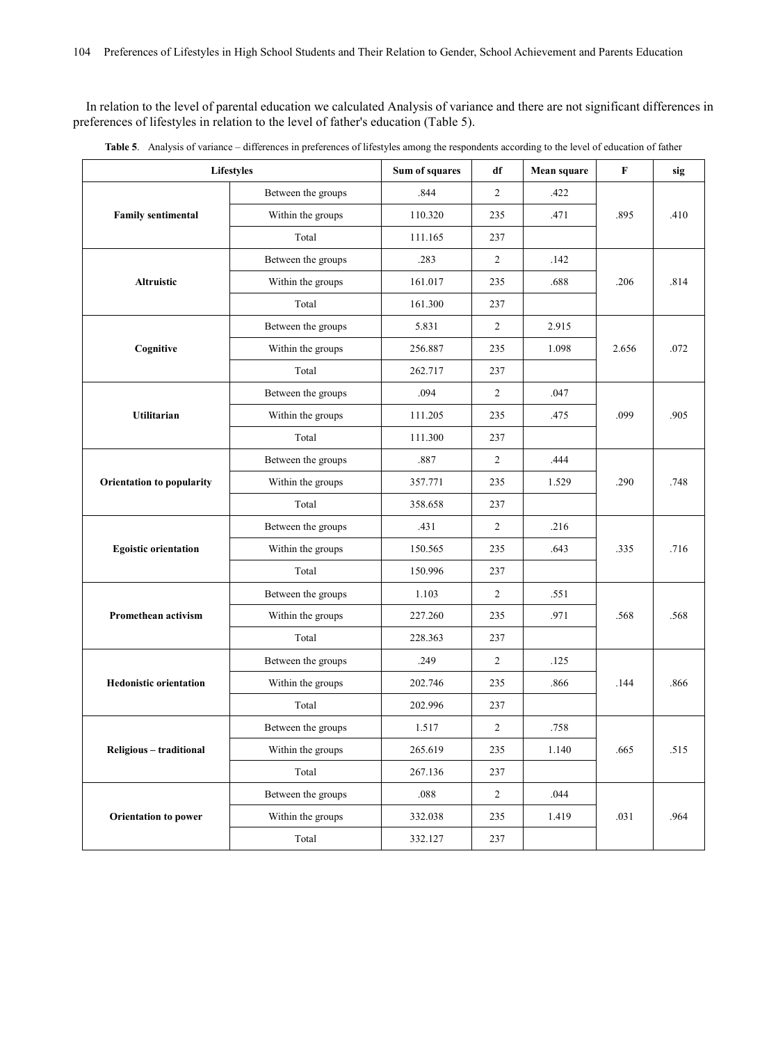In relation to the level of parental education we calculated Analysis of variance and there are not significant differences in preferences of lifestyles in relation to the level of father's education (Table 5).

**Table 5**. Analysis of variance – differences in preferences of lifestyles among the respondents according to the level of education of father

| Lifestyles | | Sum of squares | df | Mean square | F | sig |
|---|---|---|---|---|---|---|
| **Family sentimental** | Between the groups | .844 | 2 | .422 | .895 | .410 |
| | Within the groups | 110.320 | 235 | .471 | | |
| | Total | 111.165 | 237 | | | |
| **Altruistic** | Between the groups | .283 | 2 | .142 | .206 | .814 |
| | Within the groups | 161.017 | 235 | .688 | | |
| | Total | 161.300 | 237 | | | |
| **Cognitive** | Between the groups | 5.831 | 2 | 2.915 | 2.656 | .072 |
| | Within the groups | 256.887 | 235 | 1.098 | | |
| | Total | 262.717 | 237 | | | |
| **Utilitarian** | Between the groups | .094 | 2 | .047 | .099 | .905 |
| | Within the groups | 111.205 | 235 | .475 | | |
| | Total | 111.300 | 237 | | | |
| **Orientation to popularity** | Between the groups | .887 | 2 | .444 | .290 | .748 |
| | Within the groups | 357.771 | 235 | 1.529 | | |
| | Total | 358.658 | 237 | | | |
| **Egoistic orientation** | Between the groups | .431 | 2 | .216 | .335 | .716 |
| | Within the groups | 150.565 | 235 | .643 | | |
| | Total | 150.996 | 237 | | | |
| **Promethean activism** | Between the groups | 1.103 | 2 | .551 | .568 | .568 |
| | Within the groups | 227.260 | 235 | .971 | | |
| | Total | 228.363 | 237 | | | |
| **Hedonistic orientation** | Between the groups | .249 | 2 | .125 | .144 | .866 |
| | Within the groups | 202.746 | 235 | .866 | | |
| | Total | 202.996 | 237 | | | |
| **Religious – traditional** | Between the groups | 1.517 | 2 | .758 | .665 | .515 |
| | Within the groups | 265.619 | 235 | 1.140 | | |
| | Total | 267.136 | 237 | | | |
| **Orientation to power** | Between the groups | .088 | 2 | .044 | .031 | .964 |
| | Within the groups | 332.038 | 235 | 1.419 | | |
| | Total | 332.127 | 237 | | | |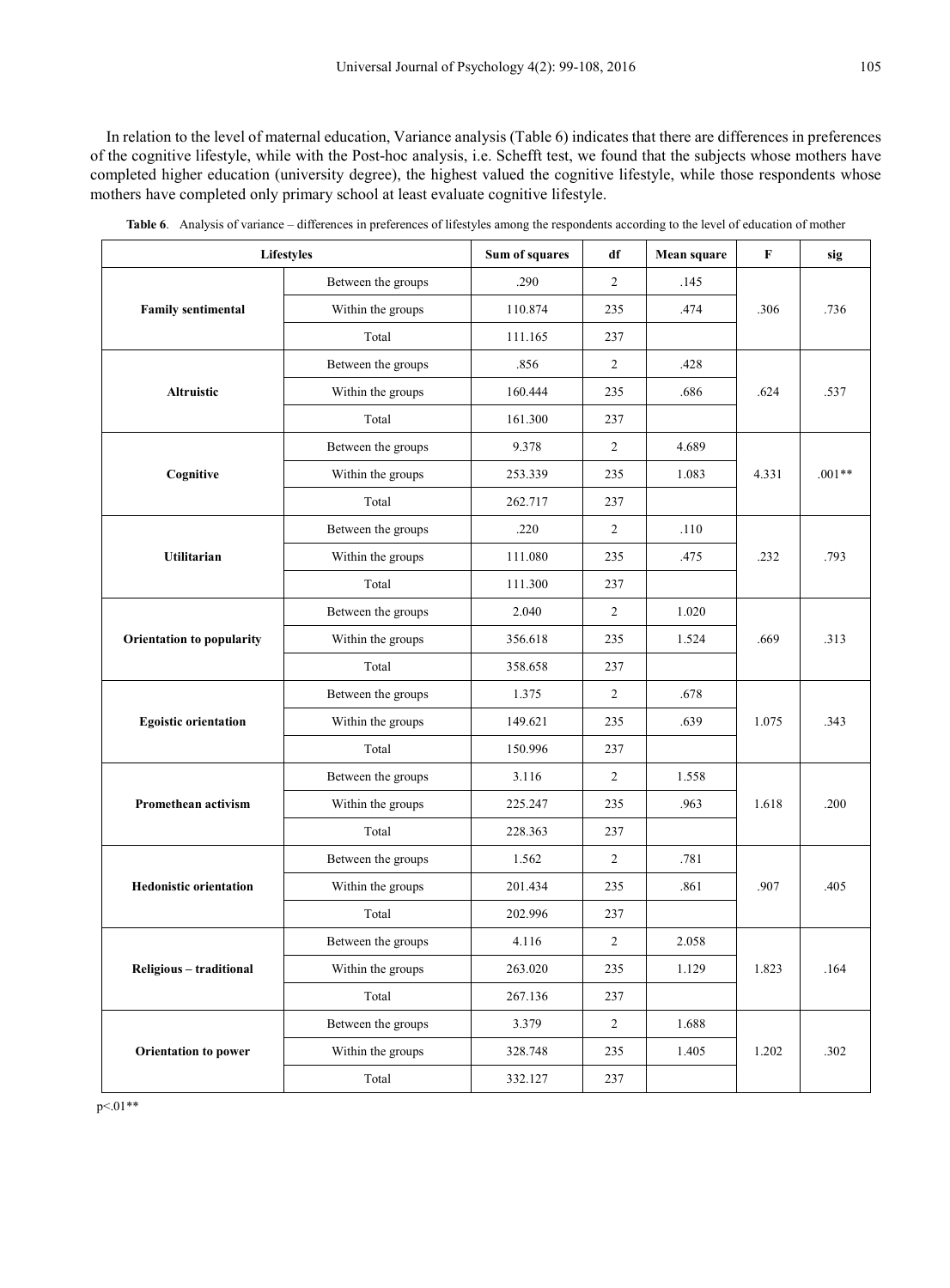In relation to the level of maternal education, Variance analysis (Table 6) indicates that there are differences in preferences of the cognitive lifestyle, while with the Post-hoc analysis, i.e. Schefft test, we found that the subjects whose mothers have completed higher education (university degree), the highest valued the cognitive lifestyle, while those respondents whose mothers have completed only primary school at least evaluate cognitive lifestyle.

**Table 6**. Analysis of variance – differences in preferences of lifestyles among the respondents according to the level of education of mother

| Lifestyles | | Sum of squares | df | Mean square | F | sig |
|---|---|---|---|---|---|---|
| **Family sentimental** | Between the groups | .290 | 2 | .145 | .306 | .736 |
| | Within the groups | 110.874 | 235 | .474 | | |
| | Total | 111.165 | 237 | | | |
| **Altruistic** | Between the groups | .856 | 2 | .428 | .624 | .537 |
| | Within the groups | 160.444 | 235 | .686 | | |
| | Total | 161.300 | 237 | | | |
| **Cognitive** | Between the groups | 9.378 | 2 | 4.689 | 4.331 | .001** |
| | Within the groups | 253.339 | 235 | 1.083 | | |
| | Total | 262.717 | 237 | | | |
| **Utilitarian** | Between the groups | .220 | 2 | .110 | .232 | .793 |
| | Within the groups | 111.080 | 235 | .475 | | |
| | Total | 111.300 | 237 | | | |
| **Orientation to popularity** | Between the groups | 2.040 | 2 | 1.020 | .669 | .313 |
| | Within the groups | 356.618 | 235 | 1.524 | | |
| | Total | 358.658 | 237 | | | |
| **Egoistic orientation** | Between the groups | 1.375 | 2 | .678 | 1.075 | .343 |
| | Within the groups | 149.621 | 235 | .639 | | |
| | Total | 150.996 | 237 | | | |
| **Promethean activism** | Between the groups | 3.116 | 2 | 1.558 | 1.618 | .200 |
| | Within the groups | 225.247 | 235 | .963 | | |
| | Total | 228.363 | 237 | | | |
| **Hedonistic orientation** | Between the groups | 1.562 | 2 | .781 | .907 | .405 |
| | Within the groups | 201.434 | 235 | .861 | | |
| | Total | 202.996 | 237 | | | |
| **Religious – traditional** | Between the groups | 4.116 | 2 | 2.058 | 1.823 | .164 |
| | Within the groups | 263.020 | 235 | 1.129 | | |
| | Total | 267.136 | 237 | | | |
| **Orientation to power** | Between the groups | 3.379 | 2 | 1.688 | 1.202 | .302 |
| | Within the groups | 328.748 | 235 | 1.405 | | |
| | Total | 332.127 | 237 | | | |

$p<.01$**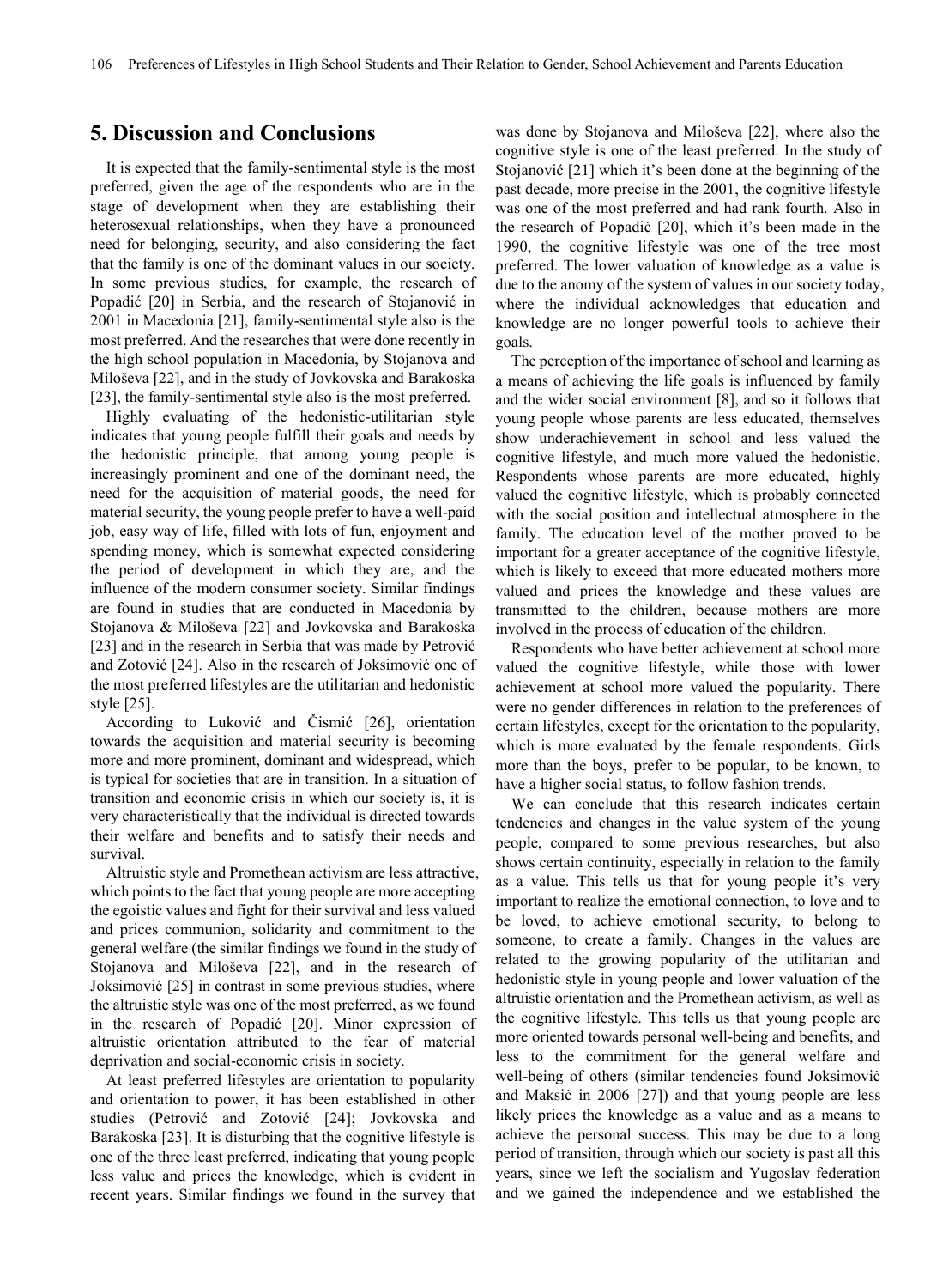## 5. Discussion and Conclusions

It is expected that the family-sentimental style is the most preferred, given the age of the respondents who are in the stage of development when they are establishing their heterosexual relationships, when they have a pronounced need for belonging, security, and also considering the fact that the family is one of the dominant values in our society. In some previous studies, for example, the research of Popadić [20] in Serbia, and the research of Stojanović in 2001 in Macedonia [21], family-sentimental style also is the most preferred. And the researches that were done recently in the high school population in Macedonia, by Stojanova and Miloševa [22], and in the study of Jovkovska and Barakoska [23], the family-sentimental style also is the most preferred.

Highly evaluating of the hedonistic-utilitarian style indicates that young people fulfill their goals and needs by the hedonistic principle, that among young people is increasingly prominent and one of the dominant need, the need for the acquisition of material goods, the need for material security, the young people prefer to have a well-paid job, easy way of life, filled with lots of fun, enjoyment and spending money, which is somewhat expected considering the period of development in which they are, and the influence of the modern consumer society. Similar findings are found in studies that are conducted in Macedonia by Stojanova & Miloševa [22] and Jovkovska and Barakoska [23] and in the research in Serbia that was made by Petrović and Zotović [24]. Also in the research of Joksimović one of the most preferred lifestyles are the utilitarian and hedonistic style [25].

According to Luković and Čismić [26], orientation towards the acquisition and material security is becoming more and more prominent, dominant and widespread, which is typical for societies that are in transition. In a situation of transition and economic crisis in which our society is, it is very characteristically that the individual is directed towards their welfare and benefits and to satisfy their needs and survival.

Altruistic style and Promethean activism are less attractive, which points to the fact that young people are more accepting the egoistic values and fight for their survival and less valued and prices communion, solidarity and commitment to the general welfare (the similar findings we found in the study of Stojanova and Miloševa [22], and in the research of Joksimoviċ [25] in contrast in some previous studies, where the altruistic style was one of the most preferred, as we found in the research of Popadić [20]. Minor expression of altruistic orientation attributed to the fear of material deprivation and social-economic crisis in society.

At least preferred lifestyles are orientation to popularity and orientation to power, it has been established in other studies (Petrović and Zotović [24]; Jovkovska and Barakoska [23]. It is disturbing that the cognitive lifestyle is one of the three least preferred, indicating that young people less value and prices the knowledge, which is evident in recent years. Similar findings we found in the survey that was done by Stojanova and Miloševa [22], where also the cognitive style is one of the least preferred. In the study of Stojanović [21] which it's been done at the beginning of the past decade, more precise in the 2001, the cognitive lifestyle was one of the most preferred and had rank fourth. Also in the research of Popadiċ [20], which it's been made in the 1990, the cognitive lifestyle was one of the tree most preferred. The lower valuation of knowledge as a value is due to the anomy of the system of values in our society today, where the individual acknowledges that education and knowledge are no longer powerful tools to achieve their goals.

The perception of the importance of school and learning as a means of achieving the life goals is influenced by family and the wider social environment [8], and so it follows that young people whose parents are less educated, themselves show underachievement in school and less valued the cognitive lifestyle, and much more valued the hedonistic. Respondents whose parents are more educated, highly valued the cognitive lifestyle, which is probably connected with the social position and intellectual atmosphere in the family. The education level of the mother proved to be important for a greater acceptance of the cognitive lifestyle, which is likely to exceed that more educated mothers more valued and prices the knowledge and these values are transmitted to the children, because mothers are more involved in the process of education of the children.

Respondents who have better achievement at school more valued the cognitive lifestyle, while those with lower achievement at school more valued the popularity. There were no gender differences in relation to the preferences of certain lifestyles, except for the orientation to the popularity, which is more evaluated by the female respondents. Girls more than the boys, prefer to be popular, to be known, to have a higher social status, to follow fashion trends.

We can conclude that this research indicates certain tendencies and changes in the value system of the young people, compared to some previous researches, but also shows certain continuity, especially in relation to the family as a value. This tells us that for young people it's very important to realize the emotional connection, to love and to be loved, to achieve emotional security, to belong to someone, to create a family. Changes in the values are related to the growing popularity of the utilitarian and hedonistic style in young people and lower valuation of the altruistic orientation and the Promethean activism, as well as the cognitive lifestyle. This tells us that young people are more oriented towards personal well-being and benefits, and less to the commitment for the general welfare and well-being of others (similar tendencies found Joksimoviċ and Maksiċ in 2006 [27]) and that young people are less likely prices the knowledge as a value and as a means to achieve the personal success. This may be due to a long period of transition, through which our society is past all this years, since we left the socialism and Yugoslav federation and we gained the independence and we established the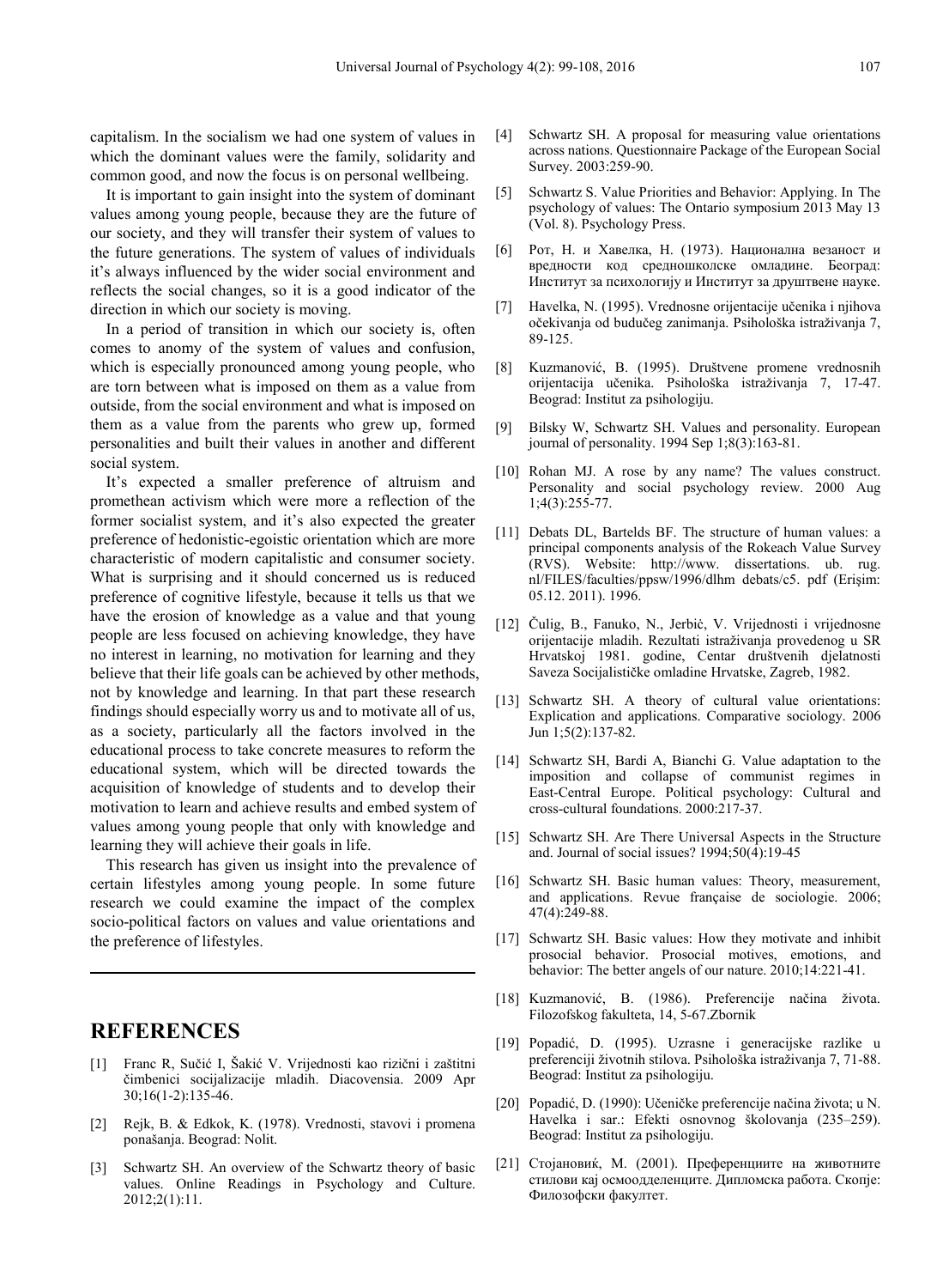capitalism. In the socialism we had one system of values in which the dominant values were the family, solidarity and common good, and now the focus is on personal wellbeing.

It is important to gain insight into the system of dominant values among young people, because they are the future of our society, and they will transfer their system of values to the future generations. The system of values of individuals it's always influenced by the wider social environment and reflects the social changes, so it is a good indicator of the direction in which our society is moving.

In a period of transition in which our society is, often comes to anomy of the system of values and confusion, which is especially pronounced among young people, who are torn between what is imposed on them as a value from outside, from the social environment and what is imposed on them as a value from the parents who grew up, formed personalities and built their values in another and different social system.

It's expected a smaller preference of altruism and promethean activism which were more a reflection of the former socialist system, and it's also expected the greater preference of hedonistic-egoistic orientation which are more characteristic of modern capitalistic and consumer society. What is surprising and it should concerned us is reduced preference of cognitive lifestyle, because it tells us that we have the erosion of knowledge as a value and that young people are less focused on achieving knowledge, they have no interest in learning, no motivation for learning and they believe that their life goals can be achieved by other methods, not by knowledge and learning. In that part these research findings should especially worry us and to motivate all of us, as a society, particularly all the factors involved in the educational process to take concrete measures to reform the educational system, which will be directed towards the acquisition of knowledge of students and to develop their motivation to learn and achieve results and embed system of values among young people that only with knowledge and learning they will achieve their goals in life.

This research has given us insight into the prevalence of certain lifestyles among young people. In some future research we could examine the impact of the complex socio-political factors on values and value orientations and the preference of lifestyles.

## REFERENCES

[1] Franc R, Sučić I, Šakić V. Vrijednosti kao rizični i zaštitni čimbenici socijalizacije mladih. Diacovensia. 2009 Apr 30;16(1-2):135-46.

[2] Rejk, B. & Edkok, K. (1978). Vrednosti, stavovi i promena ponašanja. Beograd: Nolit.

[3] Schwartz SH. An overview of the Schwartz theory of basic values. Online Readings in Psychology and Culture. 2012;2(1):11.

[4] Schwartz SH. A proposal for measuring value orientations across nations. Questionnaire Package of the European Social Survey. 2003:259-90.

[5] Schwartz S. Value Priorities and Behavior: Applying. In The psychology of values: The Ontario symposium 2013 May 13 (Vol. 8). Psychology Press.

[6] Рот, Н. и Хавелка, Н. (1973). Национална везаност и вредности код средношколске омладине. Београд: Институт за психологију и Институт за друштвене науке.

[7] Havelka, N. (1995). Vrednosne orijentacije učenika i njihova očekivanja od budučeg zanimanja. Psihološka istraživanja 7, 89-125.

[8] Kuzmanović, B. (1995). Društvene promene vrednosnih orijentacija učenika. Psihološka istraživanja 7, 17-47. Beograd: Institut za psihologiju.

[9] Bilsky W, Schwartz SH. Values and personality. European journal of personality. 1994 Sep 1;8(3):163-81.

[10] Rohan MJ. A rose by any name? The values construct. Personality and social psychology review. 2000 Aug 1;4(3):255-77.

[11] Debats DL, Bartelds BF. The structure of human values: a principal components analysis of the Rokeach Value Survey (RVS). Website: http://www. dissertations. ub. rug. nl/FILES/faculties/ppsw/1996/dlhm debats/c5. pdf (Erişim: 05.12. 2011). 1996.

[12] Čulig, B., Fanuko, N., Jerbić, V. Vrijednosti i vrijednosne orijentacije mladih. Rezultati istraživanja provedenog u SR Hrvatskoj 1981. godine, Centar društvenih djelatnosti Saveza Socijalističke omladine Hrvatske, Zagreb, 1982.

[13] Schwartz SH. A theory of cultural value orientations: Explication and applications. Comparative sociology. 2006 Jun 1;5(2):137-82.

[14] Schwartz SH, Bardi A, Bianchi G. Value adaptation to the imposition and collapse of communist regimes in East-Central Europe. Political psychology: Cultural and cross-cultural foundations. 2000:217-37.

[15] Schwartz SH. Are There Universal Aspects in the Structure and. Journal of social issues? 1994;50(4):19-45

[16] Schwartz SH. Basic human values: Theory, measurement, and applications. Revue française de sociologie. 2006; 47(4):249-88.

[17] Schwartz SH. Basic values: How they motivate and inhibit prosocial behavior. Prosocial motives, emotions, and behavior: The better angels of our nature. 2010;14:221-41.

[18] Kuzmanović, B. (1986). Preferencije načina života. Filozofskog fakulteta, 14, 5-67.Zbornik

[19] Popadić, D. (1995). Uzrasne i generacijske razlike u preferenciji životnih stilova. Psihološka istraživanja 7, 71-88. Beograd: Institut za psihologiju.

[20] Popadić, D. (1990): Učeničke preferencije načina života; u N. Havelka i sar.: Efekti osnovnog školovanja (235–259). Beograd: Institut za psihologiju.

[21] Стојановиќ, М. (2001). Преференциите на животните стилови кај осмоодделенците. Дипломска работа. Скопје: Филозофски факултет.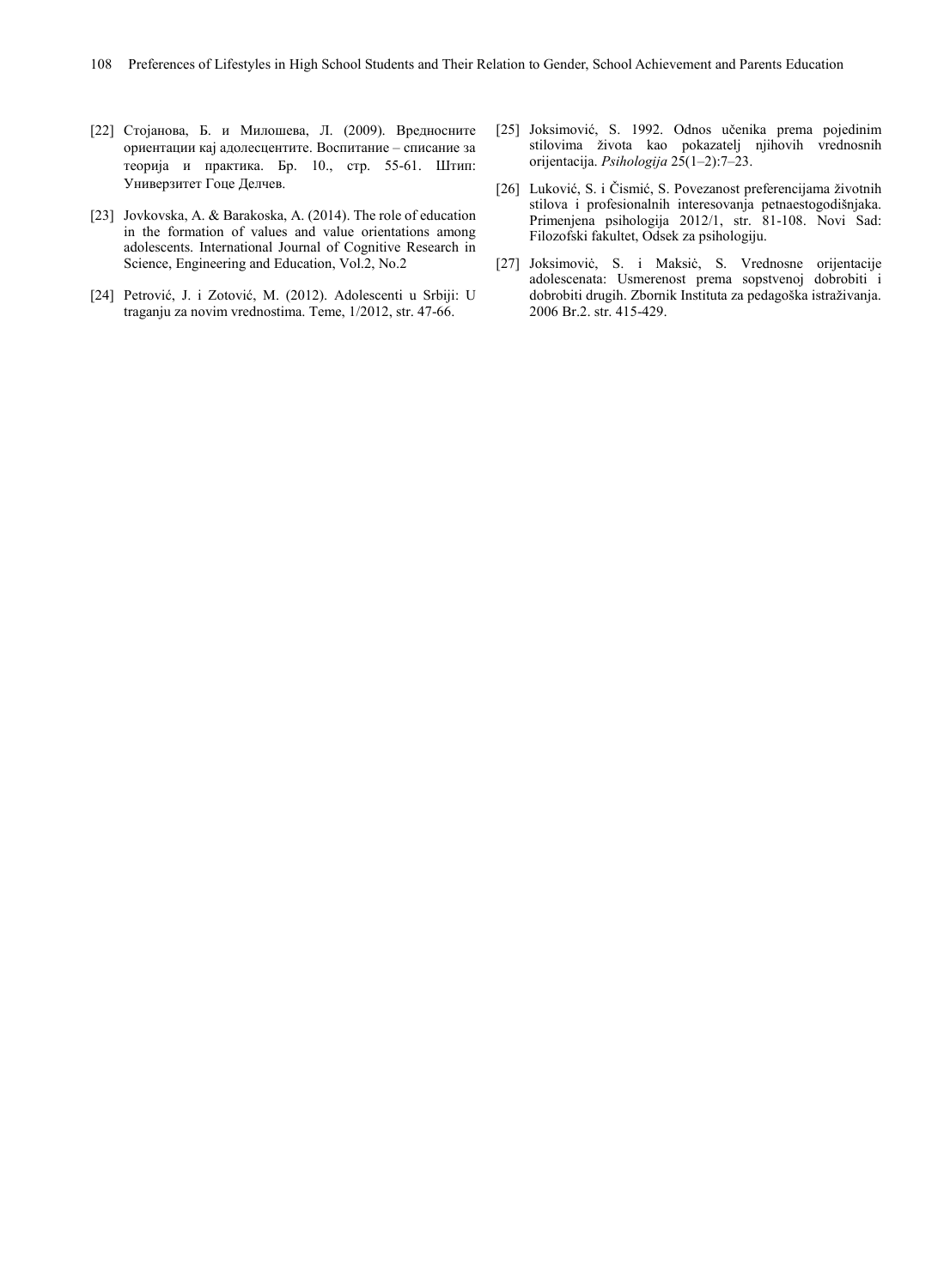[22] Стојанова, Б. и Милошева, Л. (2009). Вредносните ориентации кај адолесцентите. Воспитание – списание за теорија и практика. Бр. 10., стр. 55-61. Штип: Универзитет Гоце Делчев.

[23] Jovkovska, A. & Barakoska, A. (2014). The role of education in the formation of values and value orientations among adolescents. International Journal of Cognitive Research in Science, Engineering and Education, Vol.2, No.2

[24] Petrović, J. i Zotović, M. (2012). Adolescenti u Srbiji: U traganju za novim vrednostima. Teme, 1/2012, str. 47-66.

[25] Joksimović, S. 1992. Odnos učenika prema pojedinim stilovima života kao pokazatelj njihovih vrednosnih orijentacija. *Psihologija* 25(1–2):7–23.

[26] Luković, S. i Čismić, S. Povezanost preferencijama životnih stilova i profesionalnih interesovanja petnaestogodišnjaka. Primenjena psihologija 2012/1, str. 81-108. Novi Sad: Filozofski fakultet, Odsek za psihologiju.

[27] Joksimoviċ, S. i Maksiċ, S. Vrednosne orijentacije adolescenata: Usmerenost prema sopstvenoj dobrobiti i dobrobiti drugih. Zbornik Instituta za pedagoška istraživanja. 2006 Br.2. str. 415-429.